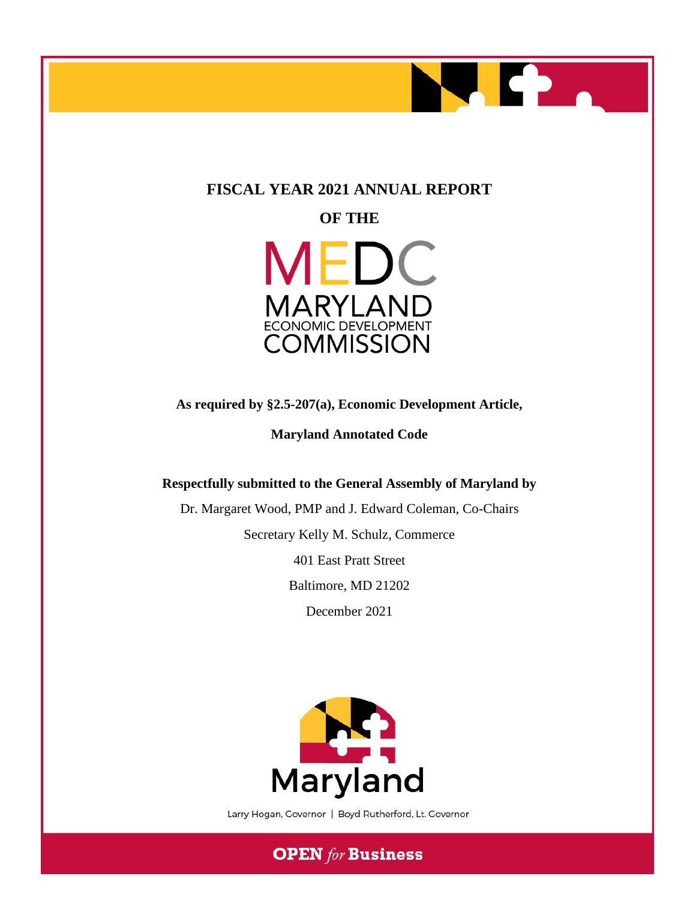# FISCAL YEAR 2021 ANNUAL REPORT

# OF THE

MEDC

MARYLAND ECONOMIC DEVELOPMENT COMMISSION

**As required by §2.5-207(a), Economic Development Article,**

**Maryland Annotated Code**

**Respectfully submitted to the General Assembly of Maryland by**

Dr. Margaret Wood, PMP and J. Edward Coleman, Co-Chairs

Secretary Kelly M. Schulz, Commerce

401 East Pratt Street

Baltimore, MD 21202

December 2021

Maryland

Larry Hogan, Governor | Boyd Rutherford, Lt. Governor

**OPEN** *for* **Business**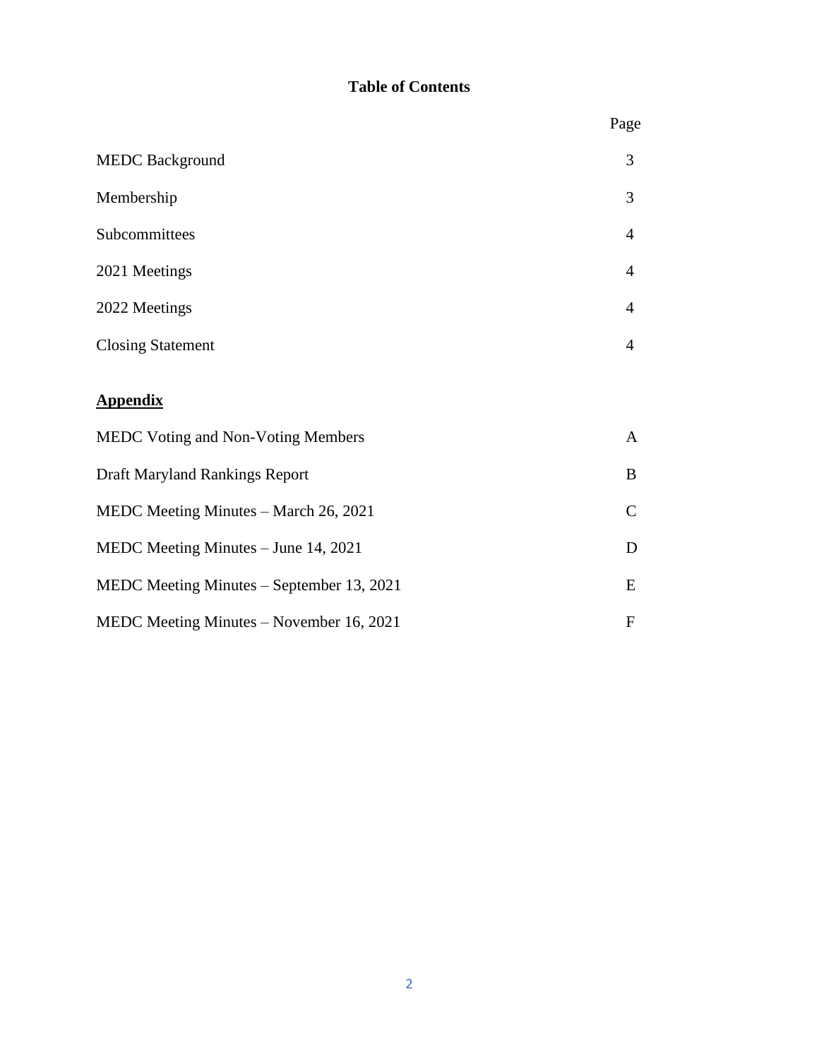# Table of Contents

| | Page |
|---|---|
| MEDC Background | 3 |
| Membership | 3 |
| Subcommittees | 4 |
| 2021 Meetings | 4 |
| 2022 Meetings | 4 |
| Closing Statement | 4 |

**Appendix**

| | |
|---|---|
| MEDC Voting and Non-Voting Members | A |
| Draft Maryland Rankings Report | B |
| MEDC Meeting Minutes – March 26, 2021 | C |
| MEDC Meeting Minutes – June 14, 2021 | D |
| MEDC Meeting Minutes – September 13, 2021 | E |
| MEDC Meeting Minutes – November 16, 2021 | F |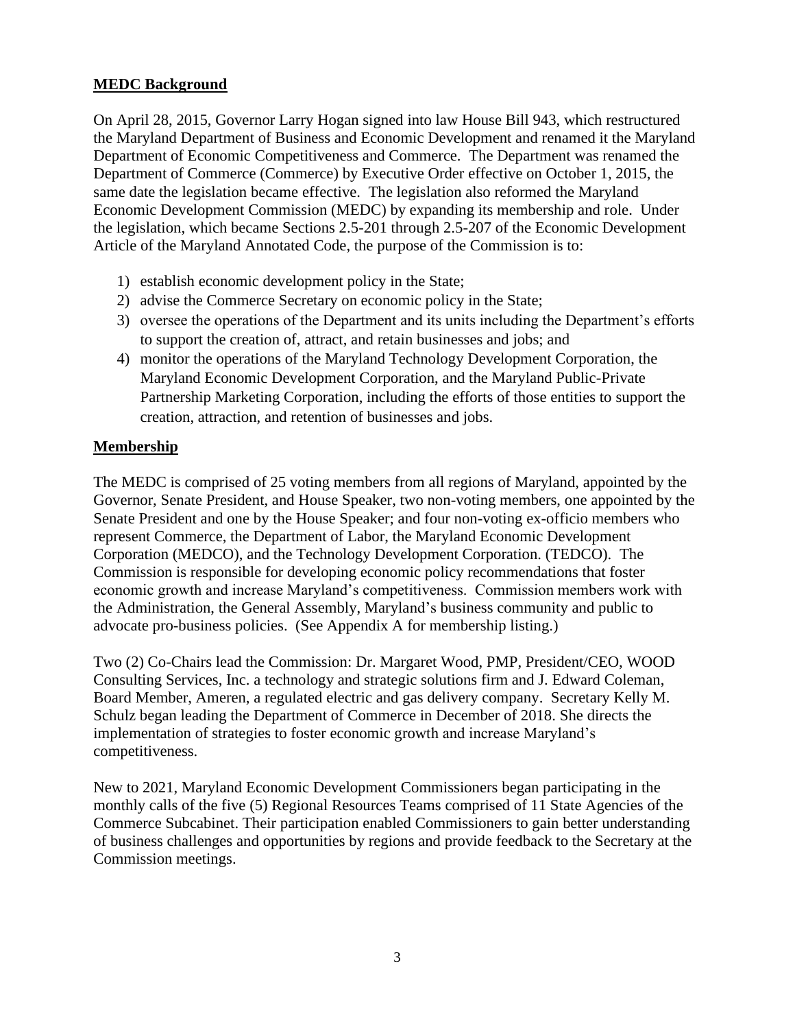## MEDC Background

On April 28, 2015, Governor Larry Hogan signed into law House Bill 943, which restructured the Maryland Department of Business and Economic Development and renamed it the Maryland Department of Economic Competitiveness and Commerce. The Department was renamed the Department of Commerce (Commerce) by Executive Order effective on October 1, 2015, the same date the legislation became effective. The legislation also reformed the Maryland Economic Development Commission (MEDC) by expanding its membership and role. Under the legislation, which became Sections 2.5-201 through 2.5-207 of the Economic Development Article of the Maryland Annotated Code, the purpose of the Commission is to:

1) establish economic development policy in the State;
2) advise the Commerce Secretary on economic policy in the State;
3) oversee the operations of the Department and its units including the Department's efforts to support the creation of, attract, and retain businesses and jobs; and
4) monitor the operations of the Maryland Technology Development Corporation, the Maryland Economic Development Corporation, and the Maryland Public-Private Partnership Marketing Corporation, including the efforts of those entities to support the creation, attraction, and retention of businesses and jobs.

## Membership

The MEDC is comprised of 25 voting members from all regions of Maryland, appointed by the Governor, Senate President, and House Speaker, two non-voting members, one appointed by the Senate President and one by the House Speaker; and four non-voting ex-officio members who represent Commerce, the Department of Labor, the Maryland Economic Development Corporation (MEDCO), and the Technology Development Corporation. (TEDCO). The Commission is responsible for developing economic policy recommendations that foster economic growth and increase Maryland's competitiveness. Commission members work with the Administration, the General Assembly, Maryland's business community and public to advocate pro-business policies. (See Appendix A for membership listing.)

Two (2) Co-Chairs lead the Commission: Dr. Margaret Wood, PMP, President/CEO, WOOD Consulting Services, Inc. a technology and strategic solutions firm and J. Edward Coleman, Board Member, Ameren, a regulated electric and gas delivery company. Secretary Kelly M. Schulz began leading the Department of Commerce in December of 2018. She directs the implementation of strategies to foster economic growth and increase Maryland's competitiveness.

New to 2021, Maryland Economic Development Commissioners began participating in the monthly calls of the five (5) Regional Resources Teams comprised of 11 State Agencies of the Commerce Subcabinet. Their participation enabled Commissioners to gain better understanding of business challenges and opportunities by regions and provide feedback to the Secretary at the Commission meetings.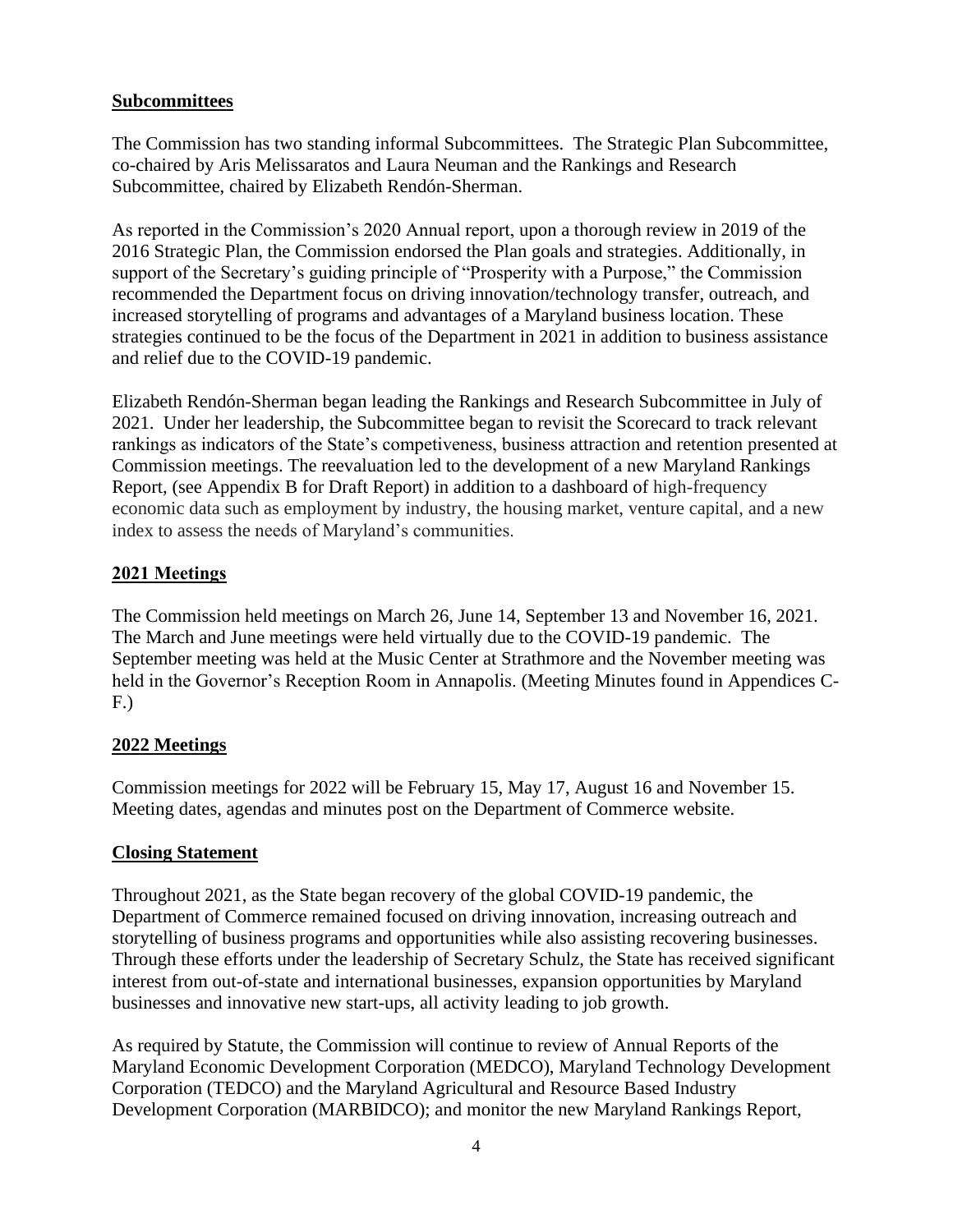## Subcommittees

The Commission has two standing informal Subcommittees. The Strategic Plan Subcommittee, co-chaired by Aris Melissaratos and Laura Neuman and the Rankings and Research Subcommittee, chaired by Elizabeth Rendón-Sherman.

As reported in the Commission's 2020 Annual report, upon a thorough review in 2019 of the 2016 Strategic Plan, the Commission endorsed the Plan goals and strategies. Additionally, in support of the Secretary's guiding principle of "Prosperity with a Purpose," the Commission recommended the Department focus on driving innovation/technology transfer, outreach, and increased storytelling of programs and advantages of a Maryland business location. These strategies continued to be the focus of the Department in 2021 in addition to business assistance and relief due to the COVID-19 pandemic.

Elizabeth Rendón-Sherman began leading the Rankings and Research Subcommittee in July of 2021. Under her leadership, the Subcommittee began to revisit the Scorecard to track relevant rankings as indicators of the State's competiveness, business attraction and retention presented at Commission meetings. The reevaluation led to the development of a new Maryland Rankings Report, (see Appendix B for Draft Report) in addition to a dashboard of high-frequency economic data such as employment by industry, the housing market, venture capital, and a new index to assess the needs of Maryland's communities.

## 2021 Meetings

The Commission held meetings on March 26, June 14, September 13 and November 16, 2021. The March and June meetings were held virtually due to the COVID-19 pandemic. The September meeting was held at the Music Center at Strathmore and the November meeting was held in the Governor's Reception Room in Annapolis. (Meeting Minutes found in Appendices C-F.)

## 2022 Meetings

Commission meetings for 2022 will be February 15, May 17, August 16 and November 15. Meeting dates, agendas and minutes post on the Department of Commerce website.

## Closing Statement

Throughout 2021, as the State began recovery of the global COVID-19 pandemic, the Department of Commerce remained focused on driving innovation, increasing outreach and storytelling of business programs and opportunities while also assisting recovering businesses. Through these efforts under the leadership of Secretary Schulz, the State has received significant interest from out-of-state and international businesses, expansion opportunities by Maryland businesses and innovative new start-ups, all activity leading to job growth.

As required by Statute, the Commission will continue to review of Annual Reports of the Maryland Economic Development Corporation (MEDCO), Maryland Technology Development Corporation (TEDCO) and the Maryland Agricultural and Resource Based Industry Development Corporation (MARBIDCO); and monitor the new Maryland Rankings Report,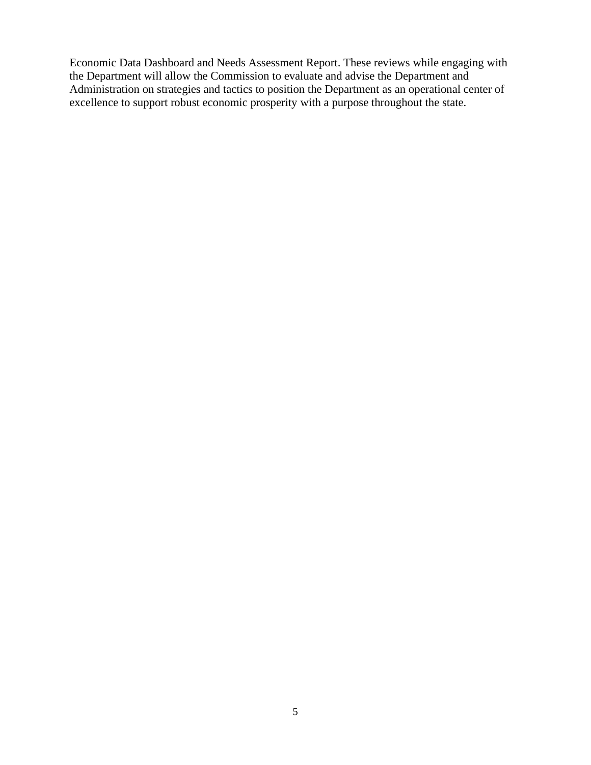Economic Data Dashboard and Needs Assessment Report. These reviews while engaging with the Department will allow the Commission to evaluate and advise the Department and Administration on strategies and tactics to position the Department as an operational center of excellence to support robust economic prosperity with a purpose throughout the state.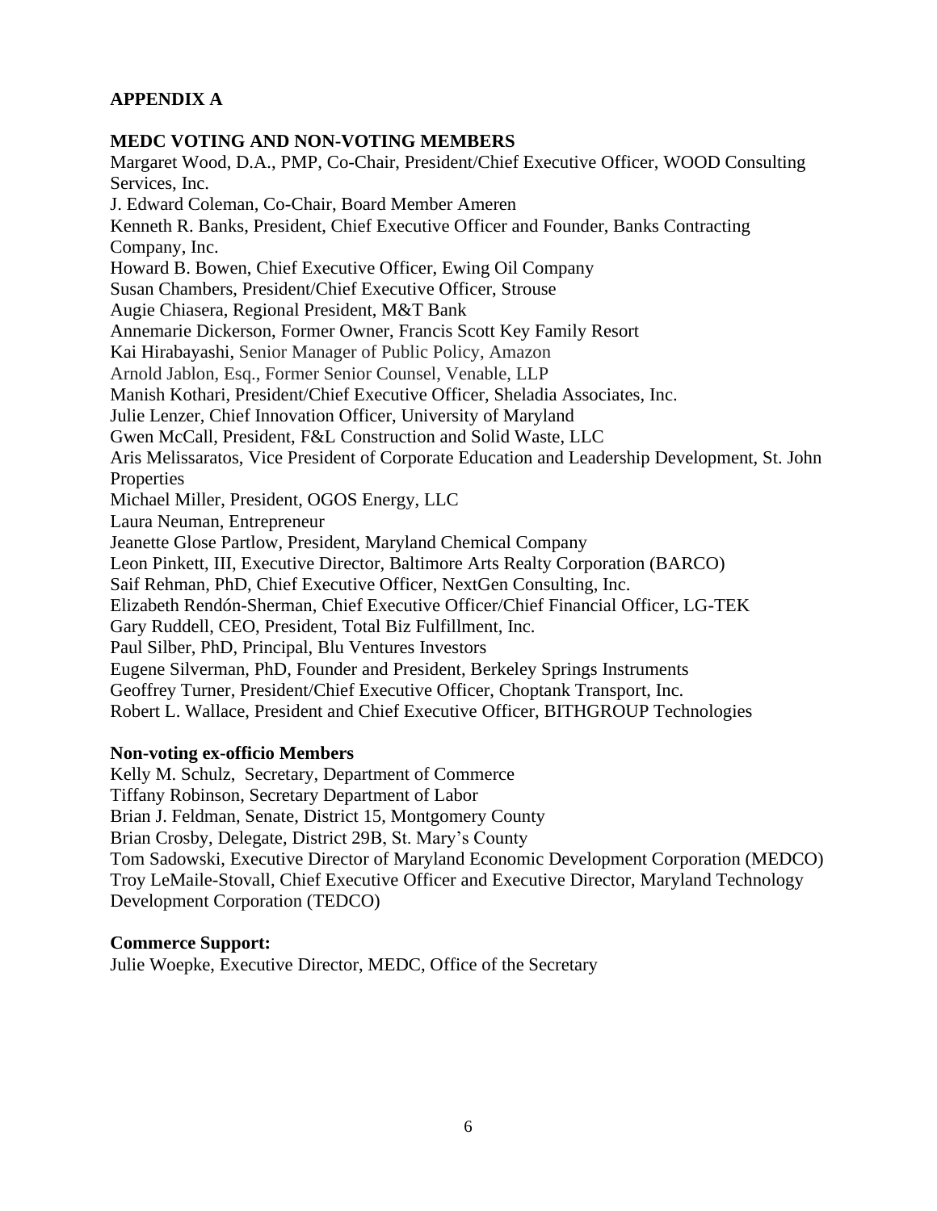## APPENDIX A

### MEDC VOTING AND NON-VOTING MEMBERS

Margaret Wood, D.A., PMP, Co-Chair, President/Chief Executive Officer, WOOD Consulting Services, Inc.
J. Edward Coleman, Co-Chair, Board Member Ameren
Kenneth R. Banks, President, Chief Executive Officer and Founder, Banks Contracting Company, Inc.
Howard B. Bowen, Chief Executive Officer, Ewing Oil Company
Susan Chambers, President/Chief Executive Officer, Strouse
Augie Chiasera, Regional President, M&T Bank
Annemarie Dickerson, Former Owner, Francis Scott Key Family Resort
Kai Hirabayashi, Senior Manager of Public Policy, Amazon
Arnold Jablon, Esq., Former Senior Counsel, Venable, LLP
Manish Kothari, President/Chief Executive Officer, Sheladia Associates, Inc.
Julie Lenzer, Chief Innovation Officer, University of Maryland
Gwen McCall, President, F&L Construction and Solid Waste, LLC
Aris Melissaratos, Vice President of Corporate Education and Leadership Development, St. John Properties
Michael Miller, President, OGOS Energy, LLC
Laura Neuman, Entrepreneur
Jeanette Glose Partlow, President, Maryland Chemical Company
Leon Pinkett, III, Executive Director, Baltimore Arts Realty Corporation (BARCO)
Saif Rehman, PhD, Chief Executive Officer, NextGen Consulting, Inc.
Elizabeth Rendón-Sherman, Chief Executive Officer/Chief Financial Officer, LG-TEK
Gary Ruddell, CEO, President, Total Biz Fulfillment, Inc.
Paul Silber, PhD, Principal, Blu Ventures Investors
Eugene Silverman, PhD, Founder and President, Berkeley Springs Instruments
Geoffrey Turner, President/Chief Executive Officer, Choptank Transport, Inc.
Robert L. Wallace, President and Chief Executive Officer, BITHGROUP Technologies

**Non-voting ex-officio Members**

Kelly M. Schulz, Secretary, Department of Commerce
Tiffany Robinson, Secretary Department of Labor
Brian J. Feldman, Senate, District 15, Montgomery County
Brian Crosby, Delegate, District 29B, St. Mary's County
Tom Sadowski, Executive Director of Maryland Economic Development Corporation (MEDCO)
Troy LeMaile-Stovall, Chief Executive Officer and Executive Director, Maryland Technology Development Corporation (TEDCO)

**Commerce Support:**

Julie Woepke, Executive Director, MEDC, Office of the Secretary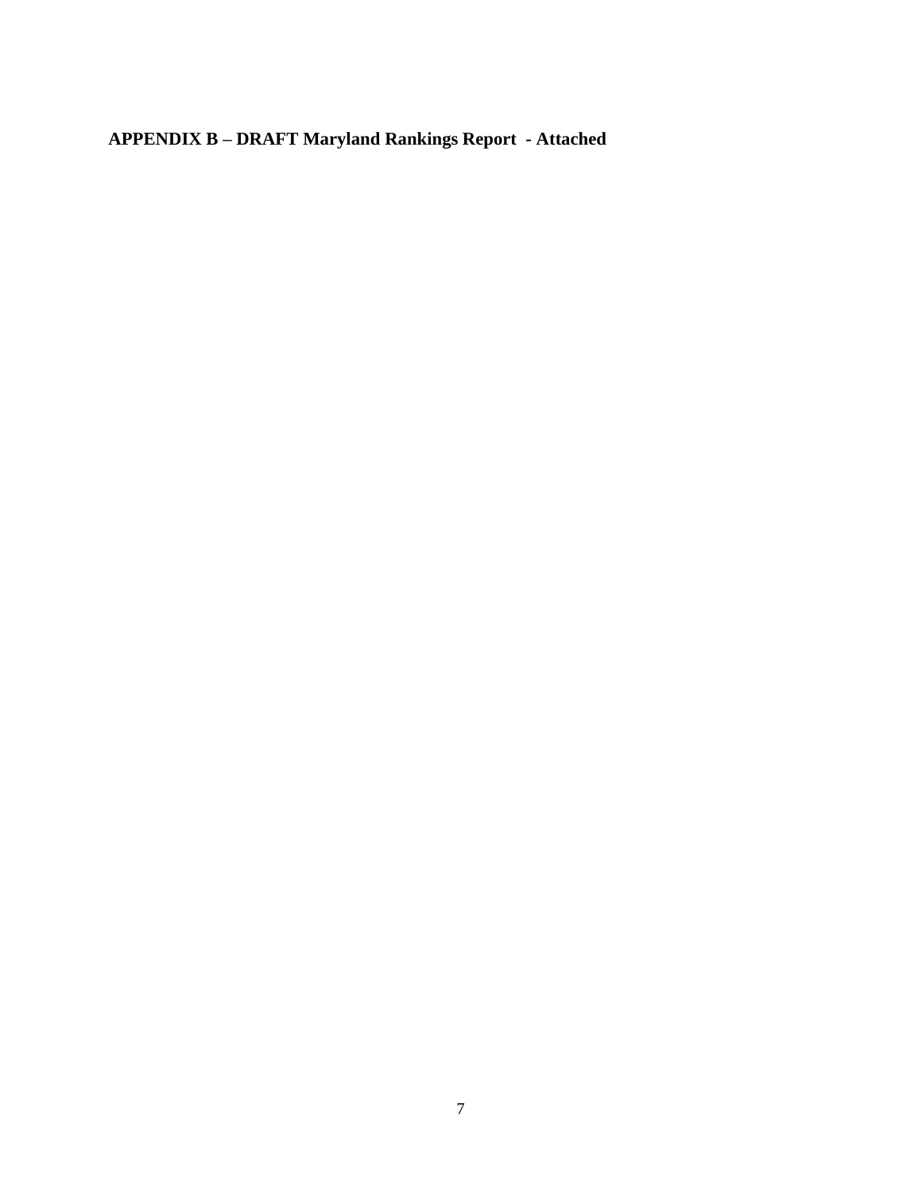**APPENDIX B – DRAFT Maryland Rankings Report - Attached**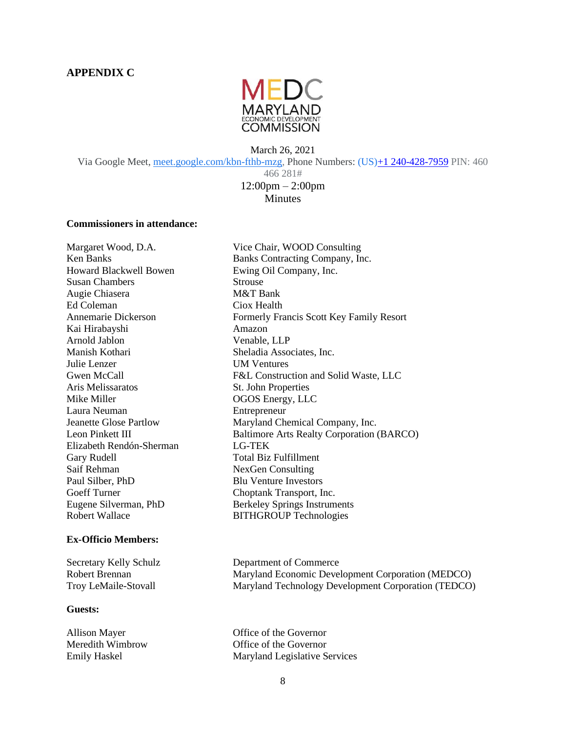**APPENDIX C**

MEDC
MARYLAND
ECONOMIC DEVELOPMENT
COMMISSION

March 26, 2021
Via Google Meet, meet.google.com/kbn-fthb-mzg, Phone Numbers: (US)+1 240-428-7959 PIN: 460 466 281#
12:00pm – 2:00pm
Minutes

**Commissioners in attendance:**

| | |
|---|---|
| Margaret Wood, D.A. | Vice Chair, WOOD Consulting |
| Ken Banks | Banks Contracting Company, Inc. |
| Howard Blackwell Bowen | Ewing Oil Company, Inc. |
| Susan Chambers | Strouse |
| Augie Chiasera | M&T Bank |
| Ed Coleman | Ciox Health |
| Annemarie Dickerson | Formerly Francis Scott Key Family Resort |
| Kai Hirabayshi | Amazon |
| Arnold Jablon | Venable, LLP |
| Manish Kothari | Sheladia Associates, Inc. |
| Julie Lenzer | UM Ventures |
| Gwen McCall | F&L Construction and Solid Waste, LLC |
| Aris Melissaratos | St. John Properties |
| Mike Miller | OGOS Energy, LLC |
| Laura Neuman | Entrepreneur |
| Jeanette Glose Partlow | Maryland Chemical Company, Inc. |
| Leon Pinkett III | Baltimore Arts Realty Corporation (BARCO) |
| Elizabeth Rendón-Sherman | LG-TEK |
| Gary Rudell | Total Biz Fulfillment |
| Saif Rehman | NexGen Consulting |
| Paul Silber, PhD | Blu Venture Investors |
| Goeff Turner | Choptank Transport, Inc. |
| Eugene Silverman, PhD | Berkeley Springs Instruments |
| Robert Wallace | BITHGROUP Technologies |

**Ex-Officio Members:**

| | |
|---|---|
| Secretary Kelly Schulz | Department of Commerce |
| Robert Brennan | Maryland Economic Development Corporation (MEDCO) |
| Troy LeMaile-Stovall | Maryland Technology Development Corporation (TEDCO) |

**Guests:**

| | |
|---|---|
| Allison Mayer | Office of the Governor |
| Meredith Wimbrow | Office of the Governor |
| Emily Haskel | Maryland Legislative Services |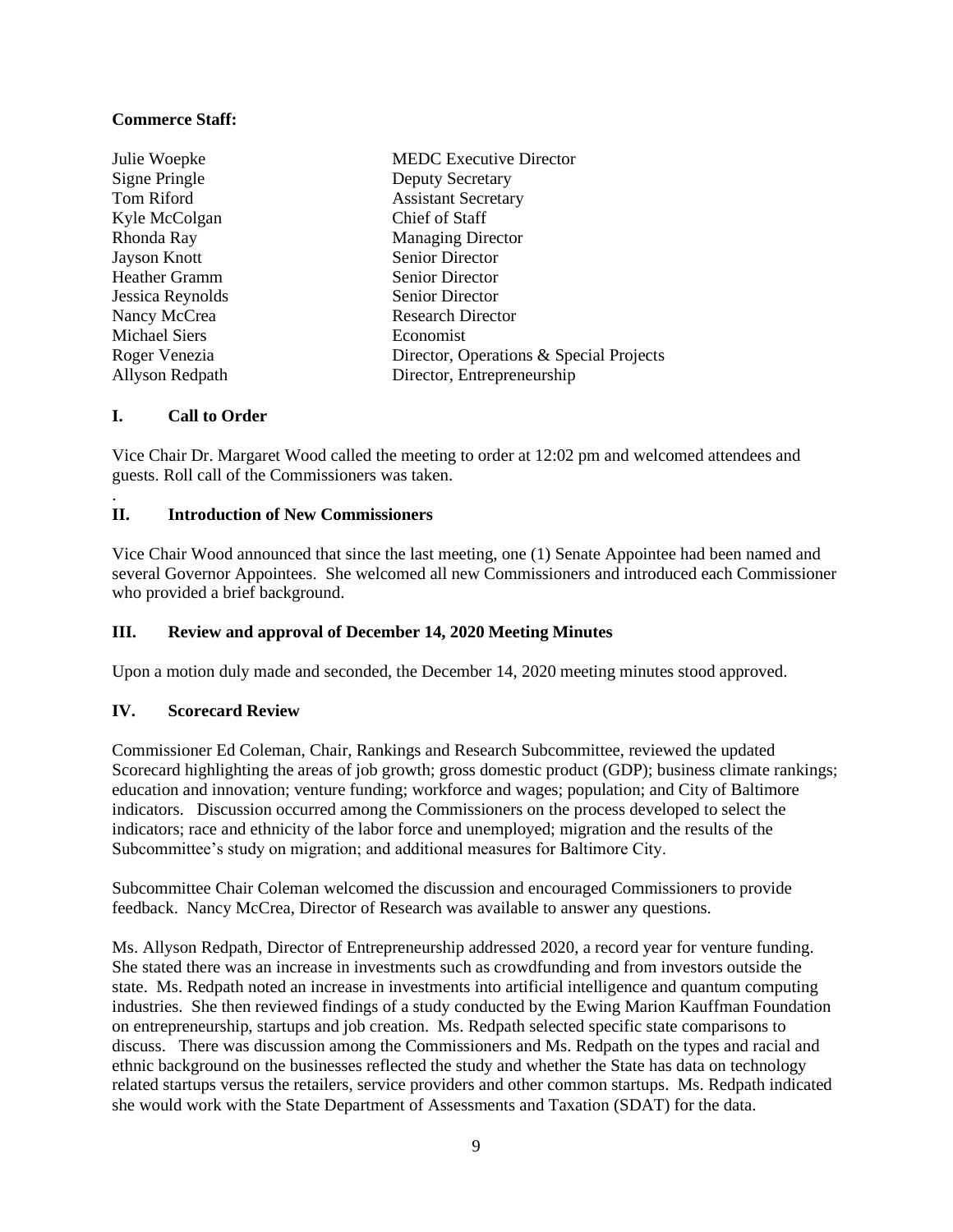**Commerce Staff:**

| | |
|---|---|
| Julie Woepke | MEDC Executive Director |
| Signe Pringle | Deputy Secretary |
| Tom Riford | Assistant Secretary |
| Kyle McColgan | Chief of Staff |
| Rhonda Ray | Managing Director |
| Jayson Knott | Senior Director |
| Heather Gramm | Senior Director |
| Jessica Reynolds | Senior Director |
| Nancy McCrea | Research Director |
| Michael Siers | Economist |
| Roger Venezia | Director, Operations & Special Projects |
| Allyson Redpath | Director, Entrepreneurship |

## I. Call to Order

Vice Chair Dr. Margaret Wood called the meeting to order at 12:02 pm and welcomed attendees and guests. Roll call of the Commissioners was taken.

.

## II. Introduction of New Commissioners

Vice Chair Wood announced that since the last meeting, one (1) Senate Appointee had been named and several Governor Appointees. She welcomed all new Commissioners and introduced each Commissioner who provided a brief background.

## III. Review and approval of December 14, 2020 Meeting Minutes

Upon a motion duly made and seconded, the December 14, 2020 meeting minutes stood approved.

## IV. Scorecard Review

Commissioner Ed Coleman, Chair, Rankings and Research Subcommittee, reviewed the updated Scorecard highlighting the areas of job growth; gross domestic product (GDP); business climate rankings; education and innovation; venture funding; workforce and wages; population; and City of Baltimore indicators. Discussion occurred among the Commissioners on the process developed to select the indicators; race and ethnicity of the labor force and unemployed; migration and the results of the Subcommittee's study on migration; and additional measures for Baltimore City.

Subcommittee Chair Coleman welcomed the discussion and encouraged Commissioners to provide feedback. Nancy McCrea, Director of Research was available to answer any questions.

Ms. Allyson Redpath, Director of Entrepreneurship addressed 2020, a record year for venture funding. She stated there was an increase in investments such as crowdfunding and from investors outside the state. Ms. Redpath noted an increase in investments into artificial intelligence and quantum computing industries. She then reviewed findings of a study conducted by the Ewing Marion Kauffman Foundation on entrepreneurship, startups and job creation. Ms. Redpath selected specific state comparisons to discuss. There was discussion among the Commissioners and Ms. Redpath on the types and racial and ethnic background on the businesses reflected the study and whether the State has data on technology related startups versus the retailers, service providers and other common startups. Ms. Redpath indicated she would work with the State Department of Assessments and Taxation (SDAT) for the data.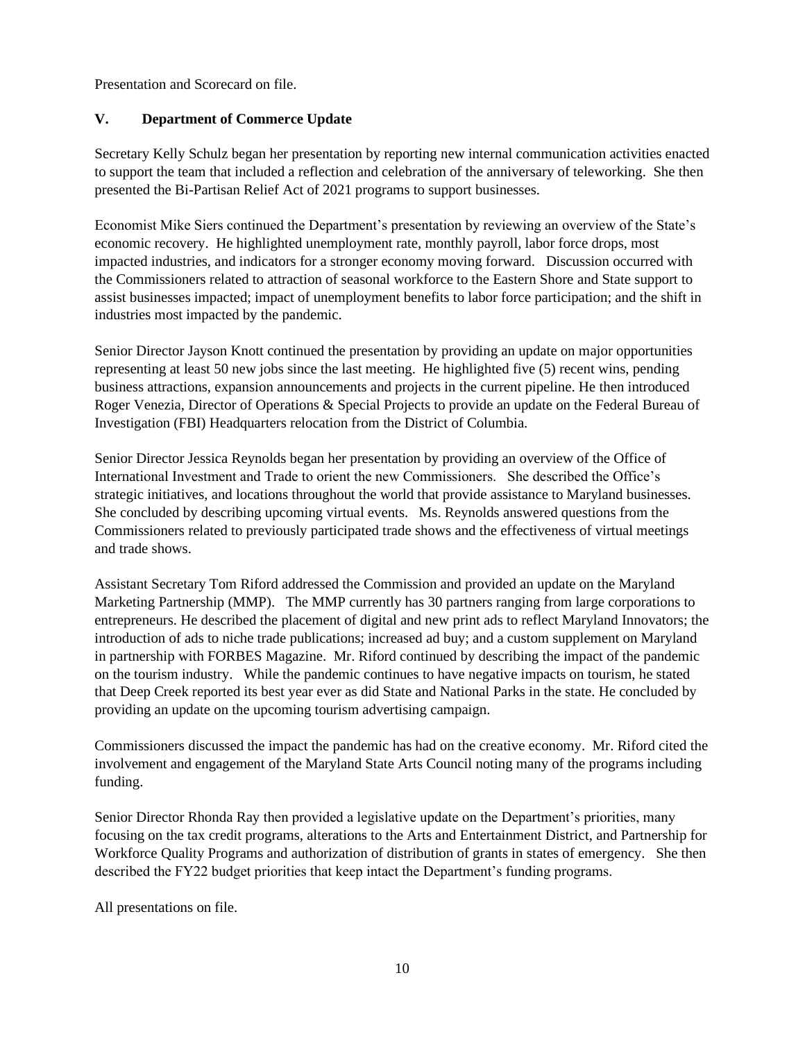Presentation and Scorecard on file.

## V. Department of Commerce Update

Secretary Kelly Schulz began her presentation by reporting new internal communication activities enacted to support the team that included a reflection and celebration of the anniversary of teleworking. She then presented the Bi-Partisan Relief Act of 2021 programs to support businesses.

Economist Mike Siers continued the Department's presentation by reviewing an overview of the State's economic recovery. He highlighted unemployment rate, monthly payroll, labor force drops, most impacted industries, and indicators for a stronger economy moving forward. Discussion occurred with the Commissioners related to attraction of seasonal workforce to the Eastern Shore and State support to assist businesses impacted; impact of unemployment benefits to labor force participation; and the shift in industries most impacted by the pandemic.

Senior Director Jayson Knott continued the presentation by providing an update on major opportunities representing at least 50 new jobs since the last meeting. He highlighted five (5) recent wins, pending business attractions, expansion announcements and projects in the current pipeline. He then introduced Roger Venezia, Director of Operations & Special Projects to provide an update on the Federal Bureau of Investigation (FBI) Headquarters relocation from the District of Columbia.

Senior Director Jessica Reynolds began her presentation by providing an overview of the Office of International Investment and Trade to orient the new Commissioners. She described the Office's strategic initiatives, and locations throughout the world that provide assistance to Maryland businesses. She concluded by describing upcoming virtual events. Ms. Reynolds answered questions from the Commissioners related to previously participated trade shows and the effectiveness of virtual meetings and trade shows.

Assistant Secretary Tom Riford addressed the Commission and provided an update on the Maryland Marketing Partnership (MMP). The MMP currently has 30 partners ranging from large corporations to entrepreneurs. He described the placement of digital and new print ads to reflect Maryland Innovators; the introduction of ads to niche trade publications; increased ad buy; and a custom supplement on Maryland in partnership with FORBES Magazine. Mr. Riford continued by describing the impact of the pandemic on the tourism industry. While the pandemic continues to have negative impacts on tourism, he stated that Deep Creek reported its best year ever as did State and National Parks in the state. He concluded by providing an update on the upcoming tourism advertising campaign.

Commissioners discussed the impact the pandemic has had on the creative economy. Mr. Riford cited the involvement and engagement of the Maryland State Arts Council noting many of the programs including funding.

Senior Director Rhonda Ray then provided a legislative update on the Department's priorities, many focusing on the tax credit programs, alterations to the Arts and Entertainment District, and Partnership for Workforce Quality Programs and authorization of distribution of grants in states of emergency. She then described the FY22 budget priorities that keep intact the Department's funding programs.

All presentations on file.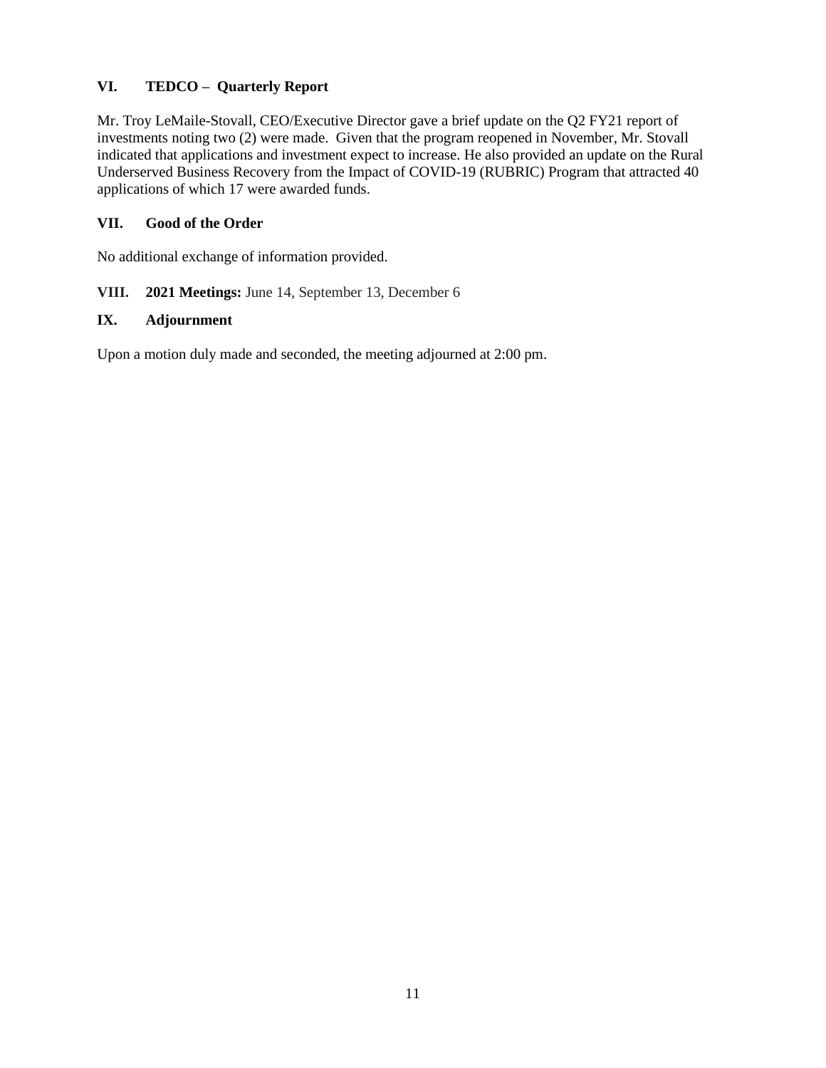## VI. TEDCO – Quarterly Report

Mr. Troy LeMaile-Stovall, CEO/Executive Director gave a brief update on the Q2 FY21 report of investments noting two (2) were made. Given that the program reopened in November, Mr. Stovall indicated that applications and investment expect to increase. He also provided an update on the Rural Underserved Business Recovery from the Impact of COVID-19 (RUBRIC) Program that attracted 40 applications of which 17 were awarded funds.

## VII. Good of the Order

No additional exchange of information provided.

## VIII. 2021 Meetings: June 14, September 13, December 6

## IX. Adjournment

Upon a motion duly made and seconded, the meeting adjourned at 2:00 pm.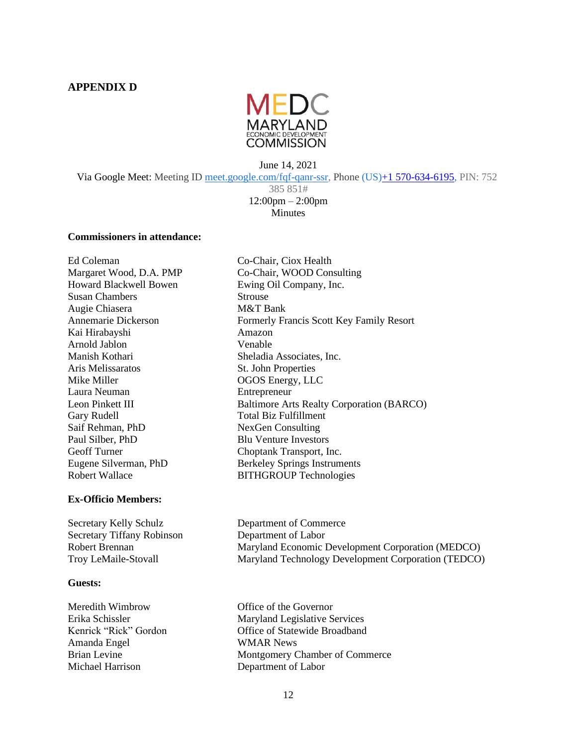**APPENDIX D**

MEDC
MARYLAND
ECONOMIC DEVELOPMENT
COMMISSION

June 14, 2021
Via Google Meet: Meeting ID meet.google.com/fqf-qanr-ssr, Phone (US)+1 570-634-6195, PIN: 752 385 851#
12:00pm – 2:00pm
Minutes

**Commissioners in attendance:**

| | |
|---|---|
| Ed Coleman | Co-Chair, Ciox Health |
| Margaret Wood, D.A. PMP | Co-Chair, WOOD Consulting |
| Howard Blackwell Bowen | Ewing Oil Company, Inc. |
| Susan Chambers | Strouse |
| Augie Chiasera | M&T Bank |
| Annemarie Dickerson | Formerly Francis Scott Key Family Resort |
| Kai Hirabayshi | Amazon |
| Arnold Jablon | Venable |
| Manish Kothari | Sheladia Associates, Inc. |
| Aris Melissaratos | St. John Properties |
| Mike Miller | OGOS Energy, LLC |
| Laura Neuman | Entrepreneur |
| Leon Pinkett III | Baltimore Arts Realty Corporation (BARCO) |
| Gary Rudell | Total Biz Fulfillment |
| Saif Rehman, PhD | NexGen Consulting |
| Paul Silber, PhD | Blu Venture Investors |
| Geoff Turner | Choptank Transport, Inc. |
| Eugene Silverman, PhD | Berkeley Springs Instruments |
| Robert Wallace | BITHGROUP Technologies |

**Ex-Officio Members:**

| | |
|---|---|
| Secretary Kelly Schulz | Department of Commerce |
| Secretary Tiffany Robinson | Department of Labor |
| Robert Brennan | Maryland Economic Development Corporation (MEDCO) |
| Troy LeMaile-Stovall | Maryland Technology Development Corporation (TEDCO) |

**Guests:**

| | |
|---|---|
| Meredith Wimbrow | Office of the Governor |
| Erika Schissler | Maryland Legislative Services |
| Kenrick "Rick" Gordon | Office of Statewide Broadband |
| Amanda Engel | WMAR News |
| Brian Levine | Montgomery Chamber of Commerce |
| Michael Harrison | Department of Labor |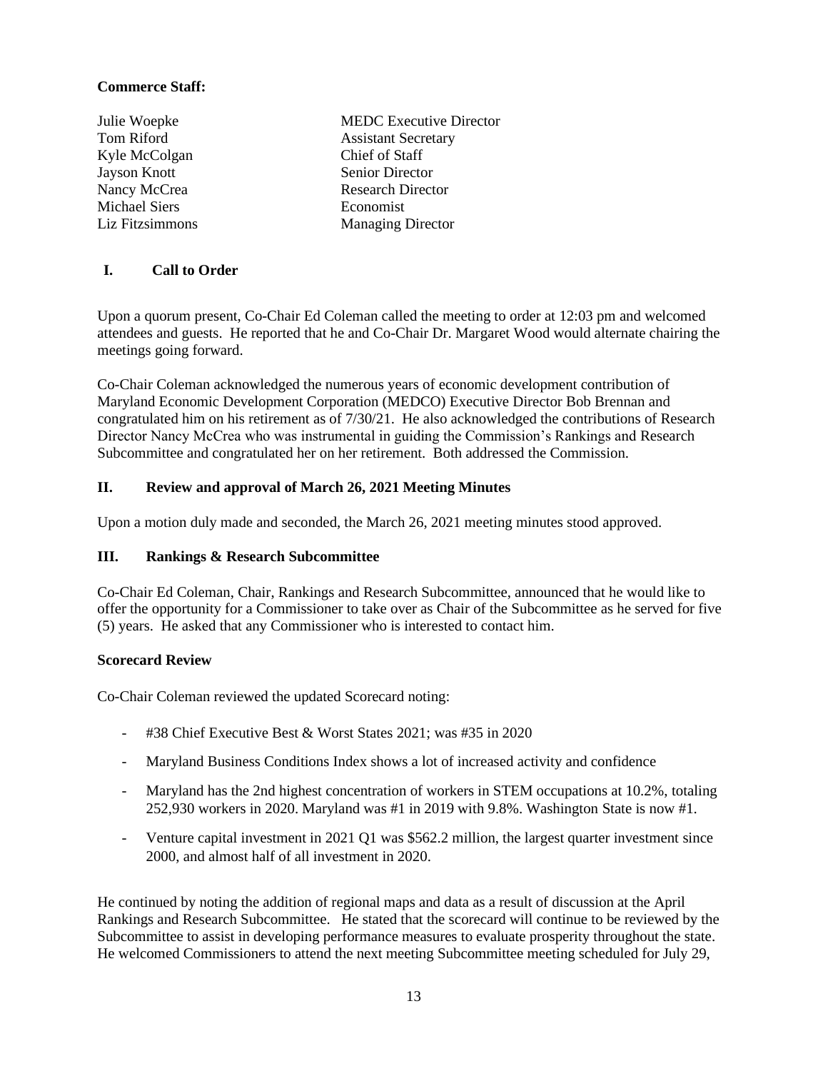**Commerce Staff:**

| | |
|---|---|
| Julie Woepke | MEDC Executive Director |
| Tom Riford | Assistant Secretary |
| Kyle McColgan | Chief of Staff |
| Jayson Knott | Senior Director |
| Nancy McCrea | Research Director |
| Michael Siers | Economist |
| Liz Fitzsimmons | Managing Director |

## I. Call to Order

Upon a quorum present, Co-Chair Ed Coleman called the meeting to order at 12:03 pm and welcomed attendees and guests. He reported that he and Co-Chair Dr. Margaret Wood would alternate chairing the meetings going forward.

Co-Chair Coleman acknowledged the numerous years of economic development contribution of Maryland Economic Development Corporation (MEDCO) Executive Director Bob Brennan and congratulated him on his retirement as of 7/30/21. He also acknowledged the contributions of Research Director Nancy McCrea who was instrumental in guiding the Commission's Rankings and Research Subcommittee and congratulated her on her retirement. Both addressed the Commission.

## II. Review and approval of March 26, 2021 Meeting Minutes

Upon a motion duly made and seconded, the March 26, 2021 meeting minutes stood approved.

## III. Rankings & Research Subcommittee

Co-Chair Ed Coleman, Chair, Rankings and Research Subcommittee, announced that he would like to offer the opportunity for a Commissioner to take over as Chair of the Subcommittee as he served for five (5) years. He asked that any Commissioner who is interested to contact him.

### Scorecard Review

Co-Chair Coleman reviewed the updated Scorecard noting:

- #38 Chief Executive Best & Worst States 2021; was #35 in 2020
- Maryland Business Conditions Index shows a lot of increased activity and confidence
- Maryland has the 2nd highest concentration of workers in STEM occupations at 10.2%, totaling 252,930 workers in 2020. Maryland was #1 in 2019 with 9.8%. Washington State is now #1.
- Venture capital investment in 2021 Q1 was $562.2 million, the largest quarter investment since 2000, and almost half of all investment in 2020.

He continued by noting the addition of regional maps and data as a result of discussion at the April Rankings and Research Subcommittee. He stated that the scorecard will continue to be reviewed by the Subcommittee to assist in developing performance measures to evaluate prosperity throughout the state. He welcomed Commissioners to attend the next meeting Subcommittee meeting scheduled for July 29,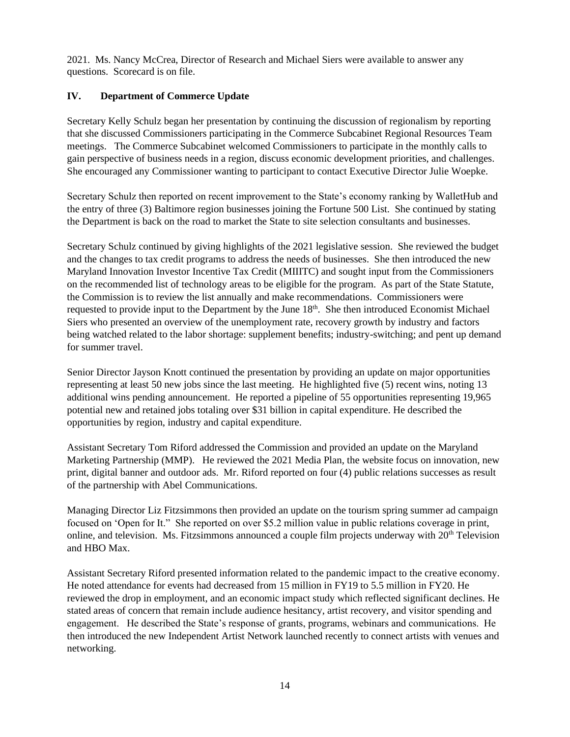2021. Ms. Nancy McCrea, Director of Research and Michael Siers were available to answer any questions. Scorecard is on file.

## IV. Department of Commerce Update

Secretary Kelly Schulz began her presentation by continuing the discussion of regionalism by reporting that she discussed Commissioners participating in the Commerce Subcabinet Regional Resources Team meetings. The Commerce Subcabinet welcomed Commissioners to participate in the monthly calls to gain perspective of business needs in a region, discuss economic development priorities, and challenges. She encouraged any Commissioner wanting to participant to contact Executive Director Julie Woepke.

Secretary Schulz then reported on recent improvement to the State's economy ranking by WalletHub and the entry of three (3) Baltimore region businesses joining the Fortune 500 List. She continued by stating the Department is back on the road to market the State to site selection consultants and businesses.

Secretary Schulz continued by giving highlights of the 2021 legislative session. She reviewed the budget and the changes to tax credit programs to address the needs of businesses. She then introduced the new Maryland Innovation Investor Incentive Tax Credit (MIIITC) and sought input from the Commissioners on the recommended list of technology areas to be eligible for the program. As part of the State Statute, the Commission is to review the list annually and make recommendations. Commissioners were requested to provide input to the Department by the June 18th. She then introduced Economist Michael Siers who presented an overview of the unemployment rate, recovery growth by industry and factors being watched related to the labor shortage: supplement benefits; industry-switching; and pent up demand for summer travel.

Senior Director Jayson Knott continued the presentation by providing an update on major opportunities representing at least 50 new jobs since the last meeting. He highlighted five (5) recent wins, noting 13 additional wins pending announcement. He reported a pipeline of 55 opportunities representing 19,965 potential new and retained jobs totaling over $31 billion in capital expenditure. He described the opportunities by region, industry and capital expenditure.

Assistant Secretary Tom Riford addressed the Commission and provided an update on the Maryland Marketing Partnership (MMP). He reviewed the 2021 Media Plan, the website focus on innovation, new print, digital banner and outdoor ads. Mr. Riford reported on four (4) public relations successes as result of the partnership with Abel Communications.

Managing Director Liz Fitzsimmons then provided an update on the tourism spring summer ad campaign focused on 'Open for It." She reported on over $5.2 million value in public relations coverage in print, online, and television. Ms. Fitzsimmons announced a couple film projects underway with 20th Television and HBO Max.

Assistant Secretary Riford presented information related to the pandemic impact to the creative economy. He noted attendance for events had decreased from 15 million in FY19 to 5.5 million in FY20. He reviewed the drop in employment, and an economic impact study which reflected significant declines. He stated areas of concern that remain include audience hesitancy, artist recovery, and visitor spending and engagement. He described the State's response of grants, programs, webinars and communications. He then introduced the new Independent Artist Network launched recently to connect artists with venues and networking.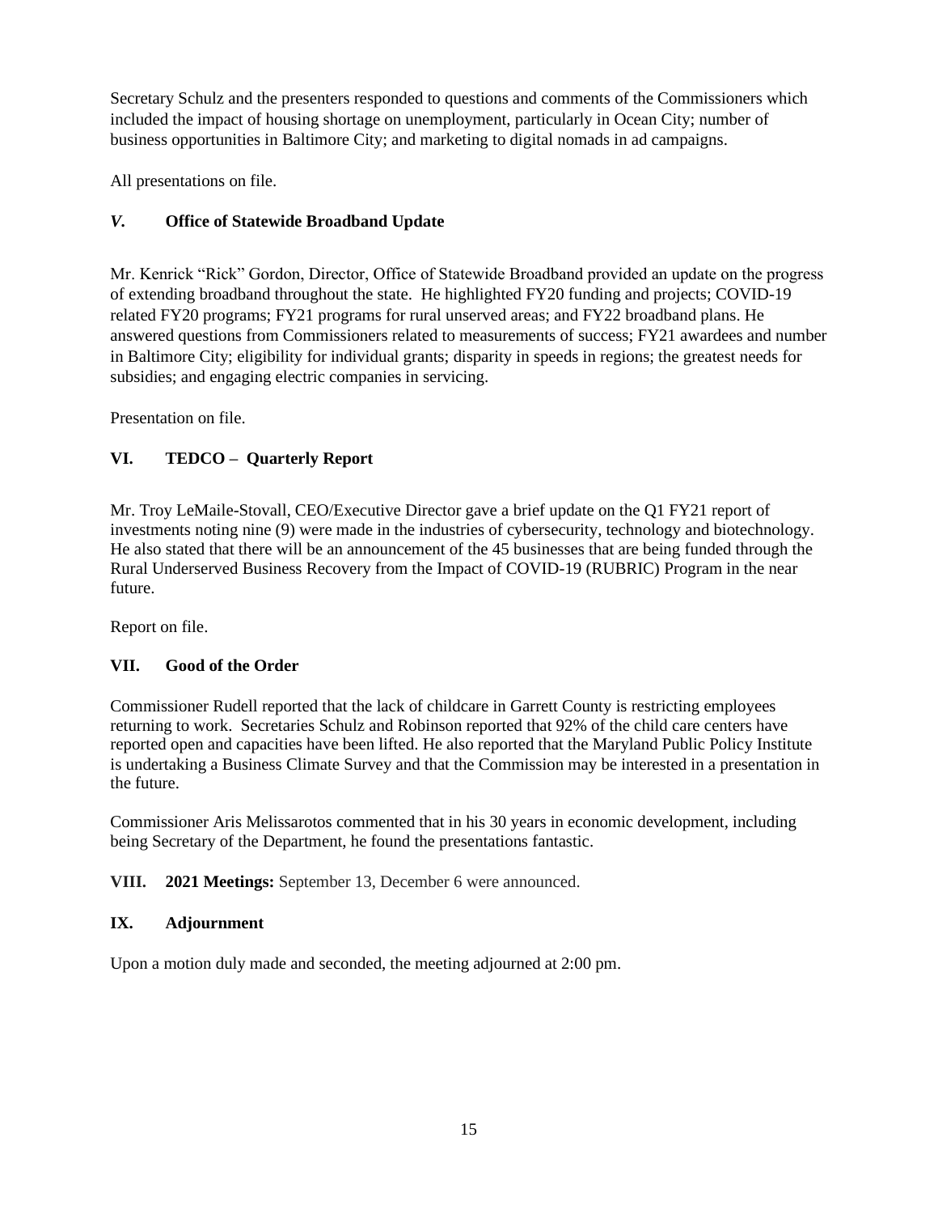Secretary Schulz and the presenters responded to questions and comments of the Commissioners which included the impact of housing shortage on unemployment, particularly in Ocean City; number of business opportunities in Baltimore City; and marketing to digital nomads in ad campaigns.

All presentations on file.

### *V.* Office of Statewide Broadband Update

Mr. Kenrick "Rick" Gordon, Director, Office of Statewide Broadband provided an update on the progress of extending broadband throughout the state. He highlighted FY20 funding and projects; COVID-19 related FY20 programs; FY21 programs for rural unserved areas; and FY22 broadband plans. He answered questions from Commissioners related to measurements of success; FY21 awardees and number in Baltimore City; eligibility for individual grants; disparity in speeds in regions; the greatest needs for subsidies; and engaging electric companies in servicing.

Presentation on file.

### VI. TEDCO – Quarterly Report

Mr. Troy LeMaile-Stovall, CEO/Executive Director gave a brief update on the Q1 FY21 report of investments noting nine (9) were made in the industries of cybersecurity, technology and biotechnology. He also stated that there will be an announcement of the 45 businesses that are being funded through the Rural Underserved Business Recovery from the Impact of COVID-19 (RUBRIC) Program in the near future.

Report on file.

### VII. Good of the Order

Commissioner Rudell reported that the lack of childcare in Garrett County is restricting employees returning to work. Secretaries Schulz and Robinson reported that 92% of the child care centers have reported open and capacities have been lifted. He also reported that the Maryland Public Policy Institute is undertaking a Business Climate Survey and that the Commission may be interested in a presentation in the future.

Commissioner Aris Melissarotos commented that in his 30 years in economic development, including being Secretary of the Department, he found the presentations fantastic.

**VIII. 2021 Meetings:** September 13, December 6 were announced.

### IX. Adjournment

Upon a motion duly made and seconded, the meeting adjourned at 2:00 pm.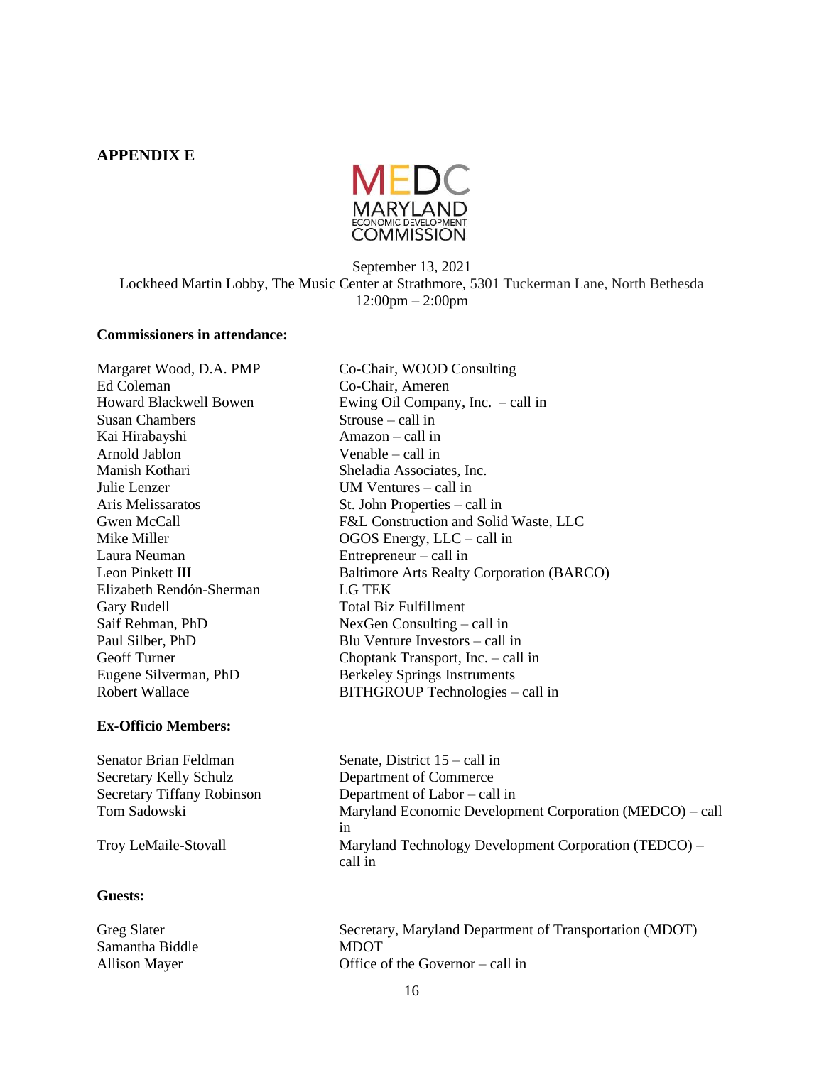**APPENDIX E**

MEDC
MARYLAND
ECONOMIC DEVELOPMENT
COMMISSION

September 13, 2021
Lockheed Martin Lobby, The Music Center at Strathmore, 5301 Tuckerman Lane, North Bethesda
12:00pm – 2:00pm

**Commissioners in attendance:**

| | |
|---|---|
| Margaret Wood, D.A. PMP | Co-Chair, WOOD Consulting |
| Ed Coleman | Co-Chair, Ameren |
| Howard Blackwell Bowen | Ewing Oil Company, Inc. – call in |
| Susan Chambers | Strouse – call in |
| Kai Hirabayshi | Amazon – call in |
| Arnold Jablon | Venable – call in |
| Manish Kothari | Sheladia Associates, Inc. |
| Julie Lenzer | UM Ventures – call in |
| Aris Melissaratos | St. John Properties – call in |
| Gwen McCall | F&L Construction and Solid Waste, LLC |
| Mike Miller | OGOS Energy, LLC – call in |
| Laura Neuman | Entrepreneur – call in |
| Leon Pinkett III | Baltimore Arts Realty Corporation (BARCO) |
| Elizabeth Rendón-Sherman | LG TEK |
| Gary Rudell | Total Biz Fulfillment |
| Saif Rehman, PhD | NexGen Consulting – call in |
| Paul Silber, PhD | Blu Venture Investors – call in |
| Geoff Turner | Choptank Transport, Inc. – call in |
| Eugene Silverman, PhD | Berkeley Springs Instruments |
| Robert Wallace | BITHGROUP Technologies – call in |

**Ex-Officio Members:**

| | |
|---|---|
| Senator Brian Feldman | Senate, District 15 – call in |
| Secretary Kelly Schulz | Department of Commerce |
| Secretary Tiffany Robinson | Department of Labor – call in |
| Tom Sadowski | Maryland Economic Development Corporation (MEDCO) – call in |
| Troy LeMaile-Stovall | Maryland Technology Development Corporation (TEDCO) – call in |

**Guests:**

| | |
|---|---|
| Greg Slater | Secretary, Maryland Department of Transportation (MDOT) |
| Samantha Biddle | MDOT |
| Allison Mayer | Office of the Governor – call in |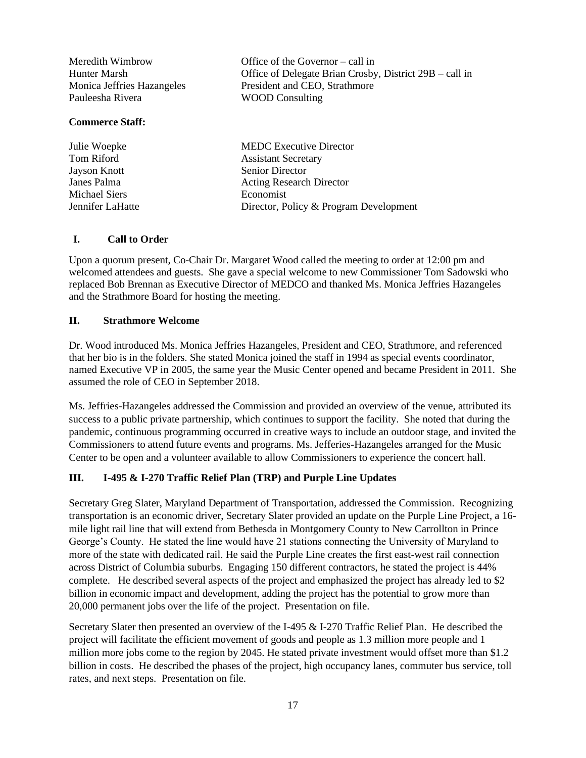| | |
|---|---|
| Meredith Wimbrow | Office of the Governor – call in |
| Hunter Marsh | Office of Delegate Brian Crosby, District 29B – call in |
| Monica Jeffries Hazangeles | President and CEO, Strathmore |
| Pauleesha Rivera | WOOD Consulting |

**Commerce Staff:**

| | |
|---|---|
| Julie Woepke | MEDC Executive Director |
| Tom Riford | Assistant Secretary |
| Jayson Knott | Senior Director |
| Janes Palma | Acting Research Director |
| Michael Siers | Economist |
| Jennifer LaHatte | Director, Policy & Program Development |

## I. Call to Order

Upon a quorum present, Co-Chair Dr. Margaret Wood called the meeting to order at 12:00 pm and welcomed attendees and guests. She gave a special welcome to new Commissioner Tom Sadowski who replaced Bob Brennan as Executive Director of MEDCO and thanked Ms. Monica Jeffries Hazangeles and the Strathmore Board for hosting the meeting.

## II. Strathmore Welcome

Dr. Wood introduced Ms. Monica Jeffries Hazangeles, President and CEO, Strathmore, and referenced that her bio is in the folders. She stated Monica joined the staff in 1994 as special events coordinator, named Executive VP in 2005, the same year the Music Center opened and became President in 2011. She assumed the role of CEO in September 2018.

Ms. Jeffries-Hazangeles addressed the Commission and provided an overview of the venue, attributed its success to a public private partnership, which continues to support the facility. She noted that during the pandemic, continuous programming occurred in creative ways to include an outdoor stage, and invited the Commissioners to attend future events and programs. Ms. Jefferies-Hazangeles arranged for the Music Center to be open and a volunteer available to allow Commissioners to experience the concert hall.

## III. I-495 & I-270 Traffic Relief Plan (TRP) and Purple Line Updates

Secretary Greg Slater, Maryland Department of Transportation, addressed the Commission. Recognizing transportation is an economic driver, Secretary Slater provided an update on the Purple Line Project, a 16-mile light rail line that will extend from Bethesda in Montgomery County to New Carrollton in Prince George's County. He stated the line would have 21 stations connecting the University of Maryland to more of the state with dedicated rail. He said the Purple Line creates the first east-west rail connection across District of Columbia suburbs. Engaging 150 different contractors, he stated the project is 44% complete. He described several aspects of the project and emphasized the project has already led to $2 billion in economic impact and development, adding the project has the potential to grow more than 20,000 permanent jobs over the life of the project. Presentation on file.

Secretary Slater then presented an overview of the I-495 & I-270 Traffic Relief Plan. He described the project will facilitate the efficient movement of goods and people as 1.3 million more people and 1 million more jobs come to the region by 2045. He stated private investment would offset more than $1.2 billion in costs. He described the phases of the project, high occupancy lanes, commuter bus service, toll rates, and next steps. Presentation on file.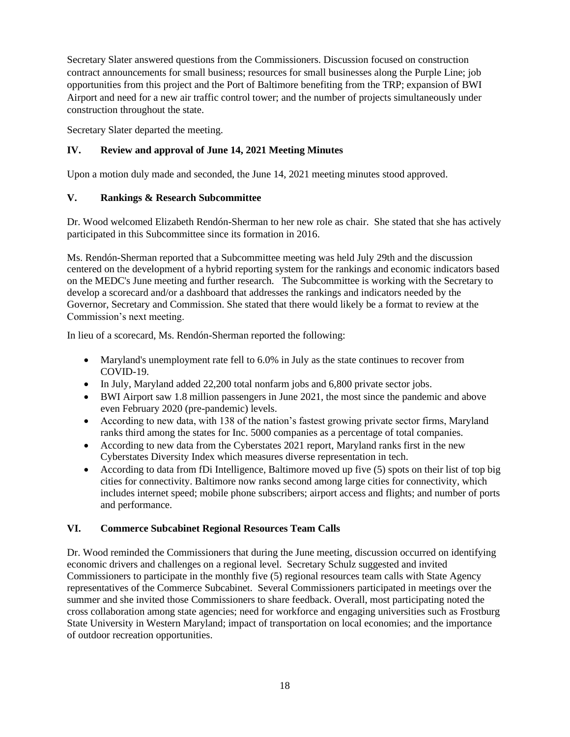Secretary Slater answered questions from the Commissioners. Discussion focused on construction contract announcements for small business; resources for small businesses along the Purple Line; job opportunities from this project and the Port of Baltimore benefiting from the TRP; expansion of BWI Airport and need for a new air traffic control tower; and the number of projects simultaneously under construction throughout the state.

Secretary Slater departed the meeting.

## IV. Review and approval of June 14, 2021 Meeting Minutes

Upon a motion duly made and seconded, the June 14, 2021 meeting minutes stood approved.

## V. Rankings & Research Subcommittee

Dr. Wood welcomed Elizabeth Rendón-Sherman to her new role as chair. She stated that she has actively participated in this Subcommittee since its formation in 2016.

Ms. Rendón-Sherman reported that a Subcommittee meeting was held July 29th and the discussion centered on the development of a hybrid reporting system for the rankings and economic indicators based on the MEDC's June meeting and further research. The Subcommittee is working with the Secretary to develop a scorecard and/or a dashboard that addresses the rankings and indicators needed by the Governor, Secretary and Commission. She stated that there would likely be a format to review at the Commission's next meeting.

In lieu of a scorecard, Ms. Rendón-Sherman reported the following:

- Maryland's unemployment rate fell to 6.0% in July as the state continues to recover from COVID-19.
- In July, Maryland added 22,200 total nonfarm jobs and 6,800 private sector jobs.
- BWI Airport saw 1.8 million passengers in June 2021, the most since the pandemic and above even February 2020 (pre-pandemic) levels.
- According to new data, with 138 of the nation's fastest growing private sector firms, Maryland ranks third among the states for Inc. 5000 companies as a percentage of total companies.
- According to new data from the Cyberstates 2021 report, Maryland ranks first in the new Cyberstates Diversity Index which measures diverse representation in tech.
- According to data from fDi Intelligence, Baltimore moved up five (5) spots on their list of top big cities for connectivity. Baltimore now ranks second among large cities for connectivity, which includes internet speed; mobile phone subscribers; airport access and flights; and number of ports and performance.

## VI. Commerce Subcabinet Regional Resources Team Calls

Dr. Wood reminded the Commissioners that during the June meeting, discussion occurred on identifying economic drivers and challenges on a regional level. Secretary Schulz suggested and invited Commissioners to participate in the monthly five (5) regional resources team calls with State Agency representatives of the Commerce Subcabinet. Several Commissioners participated in meetings over the summer and she invited those Commissioners to share feedback. Overall, most participating noted the cross collaboration among state agencies; need for workforce and engaging universities such as Frostburg State University in Western Maryland; impact of transportation on local economies; and the importance of outdoor recreation opportunities.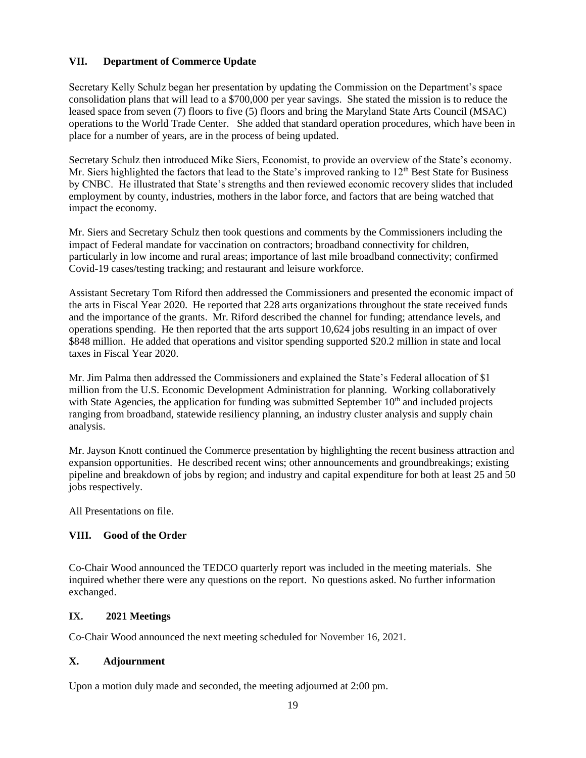## VII. Department of Commerce Update

Secretary Kelly Schulz began her presentation by updating the Commission on the Department's space consolidation plans that will lead to a $700,000 per year savings. She stated the mission is to reduce the leased space from seven (7) floors to five (5) floors and bring the Maryland State Arts Council (MSAC) operations to the World Trade Center. She added that standard operation procedures, which have been in place for a number of years, are in the process of being updated.

Secretary Schulz then introduced Mike Siers, Economist, to provide an overview of the State's economy. Mr. Siers highlighted the factors that lead to the State's improved ranking to 12th Best State for Business by CNBC. He illustrated that State's strengths and then reviewed economic recovery slides that included employment by county, industries, mothers in the labor force, and factors that are being watched that impact the economy.

Mr. Siers and Secretary Schulz then took questions and comments by the Commissioners including the impact of Federal mandate for vaccination on contractors; broadband connectivity for children, particularly in low income and rural areas; importance of last mile broadband connectivity; confirmed Covid-19 cases/testing tracking; and restaurant and leisure workforce.

Assistant Secretary Tom Riford then addressed the Commissioners and presented the economic impact of the arts in Fiscal Year 2020. He reported that 228 arts organizations throughout the state received funds and the importance of the grants. Mr. Riford described the channel for funding; attendance levels, and operations spending. He then reported that the arts support 10,624 jobs resulting in an impact of over $848 million. He added that operations and visitor spending supported $20.2 million in state and local taxes in Fiscal Year 2020.

Mr. Jim Palma then addressed the Commissioners and explained the State's Federal allocation of $1 million from the U.S. Economic Development Administration for planning. Working collaboratively with State Agencies, the application for funding was submitted September 10th and included projects ranging from broadband, statewide resiliency planning, an industry cluster analysis and supply chain analysis.

Mr. Jayson Knott continued the Commerce presentation by highlighting the recent business attraction and expansion opportunities. He described recent wins; other announcements and groundbreakings; existing pipeline and breakdown of jobs by region; and industry and capital expenditure for both at least 25 and 50 jobs respectively.

All Presentations on file.

## VIII. Good of the Order

Co-Chair Wood announced the TEDCO quarterly report was included in the meeting materials. She inquired whether there were any questions on the report. No questions asked. No further information exchanged.

## IX. 2021 Meetings

Co-Chair Wood announced the next meeting scheduled for November 16, 2021.

## X. Adjournment

Upon a motion duly made and seconded, the meeting adjourned at 2:00 pm.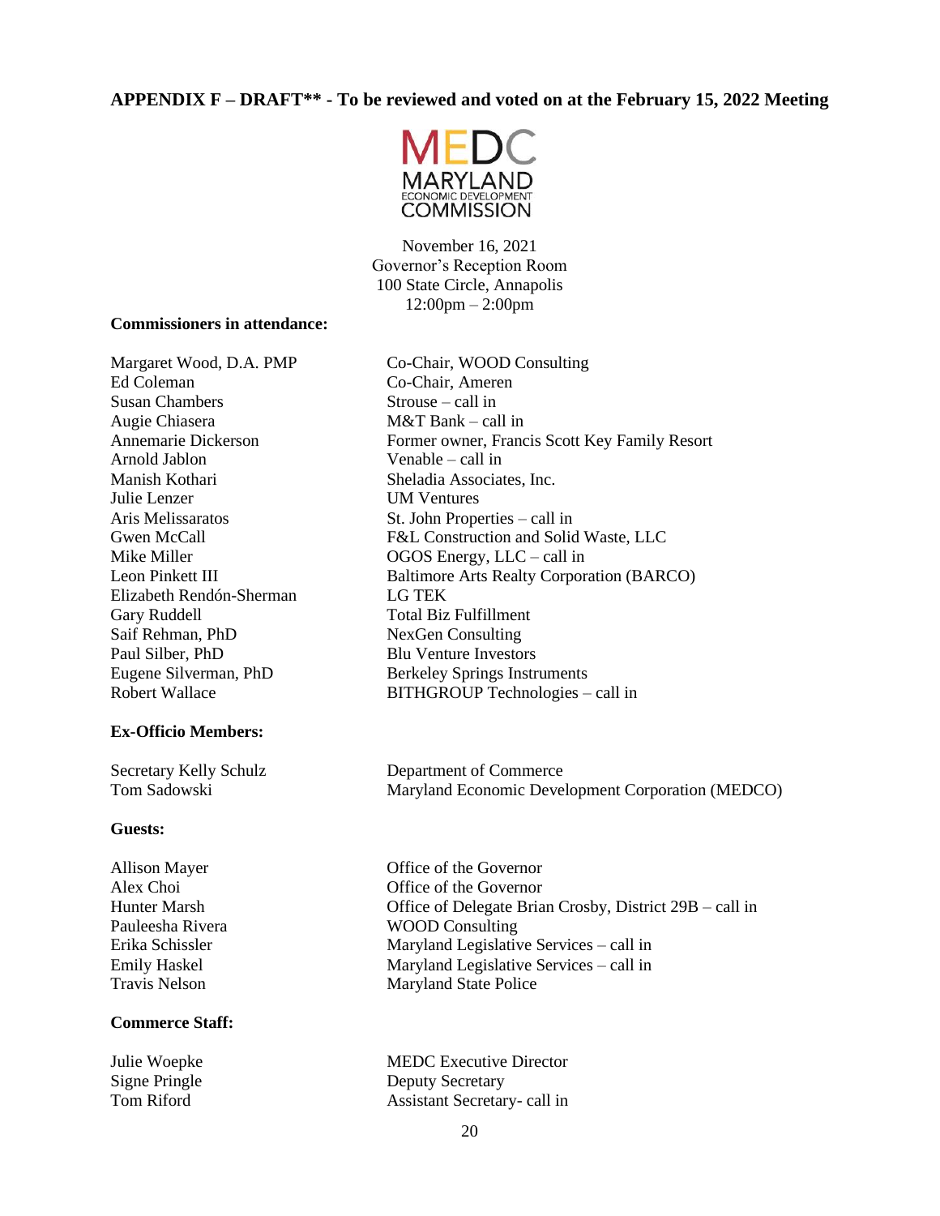**APPENDIX F – DRAFT** - To be reviewed and voted on at the February 15, 2022 Meeting**

MEDC
MARYLAND
ECONOMIC DEVELOPMENT
COMMISSION

November 16, 2021
Governor's Reception Room
100 State Circle, Annapolis
12:00pm – 2:00pm

**Commissioners in attendance:**

| | |
|---|---|
| Margaret Wood, D.A. PMP | Co-Chair, WOOD Consulting |
| Ed Coleman | Co-Chair, Ameren |
| Susan Chambers | Strouse – call in |
| Augie Chiasera | M&T Bank – call in |
| Annemarie Dickerson | Former owner, Francis Scott Key Family Resort |
| Arnold Jablon | Venable – call in |
| Manish Kothari | Sheladia Associates, Inc. |
| Julie Lenzer | UM Ventures |
| Aris Melissaratos | St. John Properties – call in |
| Gwen McCall | F&L Construction and Solid Waste, LLC |
| Mike Miller | OGOS Energy, LLC – call in |
| Leon Pinkett III | Baltimore Arts Realty Corporation (BARCO) |
| Elizabeth Rendón-Sherman | LG TEK |
| Gary Ruddell | Total Biz Fulfillment |
| Saif Rehman, PhD | NexGen Consulting |
| Paul Silber, PhD | Blu Venture Investors |
| Eugene Silverman, PhD | Berkeley Springs Instruments |
| Robert Wallace | BITHGROUP Technologies – call in |

**Ex-Officio Members:**

| | |
|---|---|
| Secretary Kelly Schulz | Department of Commerce |
| Tom Sadowski | Maryland Economic Development Corporation (MEDCO) |

**Guests:**

| | |
|---|---|
| Allison Mayer | Office of the Governor |
| Alex Choi | Office of the Governor |
| Hunter Marsh | Office of Delegate Brian Crosby, District 29B – call in |
| Pauleesha Rivera | WOOD Consulting |
| Erika Schissler | Maryland Legislative Services – call in |
| Emily Haskel | Maryland Legislative Services – call in |
| Travis Nelson | Maryland State Police |

**Commerce Staff:**

| | |
|---|---|
| Julie Woepke | MEDC Executive Director |
| Signe Pringle | Deputy Secretary |
| Tom Riford | Assistant Secretary- call in |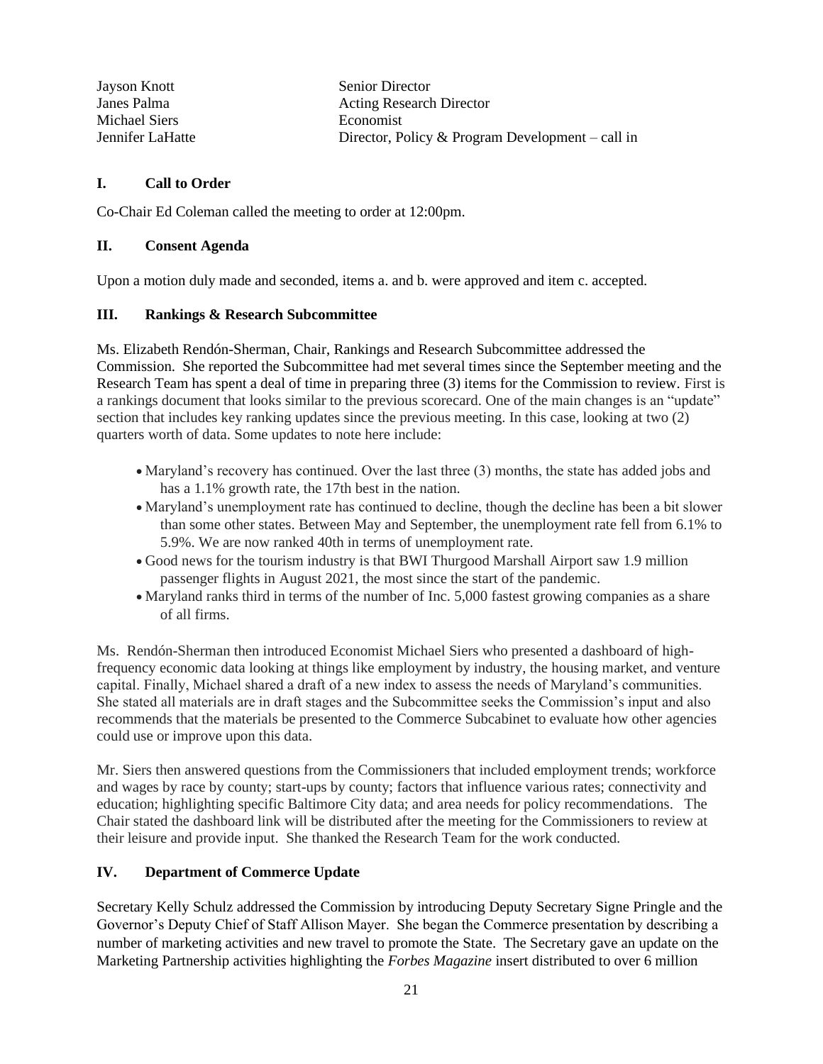| | |
|---|---|
| Jayson Knott | Senior Director |
| Janes Palma | Acting Research Director |
| Michael Siers | Economist |
| Jennifer LaHatte | Director, Policy & Program Development – call in |

## I. Call to Order

Co-Chair Ed Coleman called the meeting to order at 12:00pm.

## II. Consent Agenda

Upon a motion duly made and seconded, items a. and b. were approved and item c. accepted.

## III. Rankings & Research Subcommittee

Ms. Elizabeth Rendón-Sherman, Chair, Rankings and Research Subcommittee addressed the Commission. She reported the Subcommittee had met several times since the September meeting and the Research Team has spent a deal of time in preparing three (3) items for the Commission to review. First is a rankings document that looks similar to the previous scorecard. One of the main changes is an "update" section that includes key ranking updates since the previous meeting. In this case, looking at two (2) quarters worth of data. Some updates to note here include:

- Maryland's recovery has continued. Over the last three (3) months, the state has added jobs and has a 1.1% growth rate, the 17th best in the nation.
- Maryland's unemployment rate has continued to decline, though the decline has been a bit slower than some other states. Between May and September, the unemployment rate fell from 6.1% to 5.9%. We are now ranked 40th in terms of unemployment rate.
- Good news for the tourism industry is that BWI Thurgood Marshall Airport saw 1.9 million passenger flights in August 2021, the most since the start of the pandemic.
- Maryland ranks third in terms of the number of Inc. 5,000 fastest growing companies as a share of all firms.

Ms. Rendón-Sherman then introduced Economist Michael Siers who presented a dashboard of high-frequency economic data looking at things like employment by industry, the housing market, and venture capital. Finally, Michael shared a draft of a new index to assess the needs of Maryland's communities. She stated all materials are in draft stages and the Subcommittee seeks the Commission's input and also recommends that the materials be presented to the Commerce Subcabinet to evaluate how other agencies could use or improve upon this data.

Mr. Siers then answered questions from the Commissioners that included employment trends; workforce and wages by race by county; start-ups by county; factors that influence various rates; connectivity and education; highlighting specific Baltimore City data; and area needs for policy recommendations. The Chair stated the dashboard link will be distributed after the meeting for the Commissioners to review at their leisure and provide input. She thanked the Research Team for the work conducted.

## IV. Department of Commerce Update

Secretary Kelly Schulz addressed the Commission by introducing Deputy Secretary Signe Pringle and the Governor's Deputy Chief of Staff Allison Mayer. She began the Commerce presentation by describing a number of marketing activities and new travel to promote the State. The Secretary gave an update on the Marketing Partnership activities highlighting the *Forbes Magazine* insert distributed to over 6 million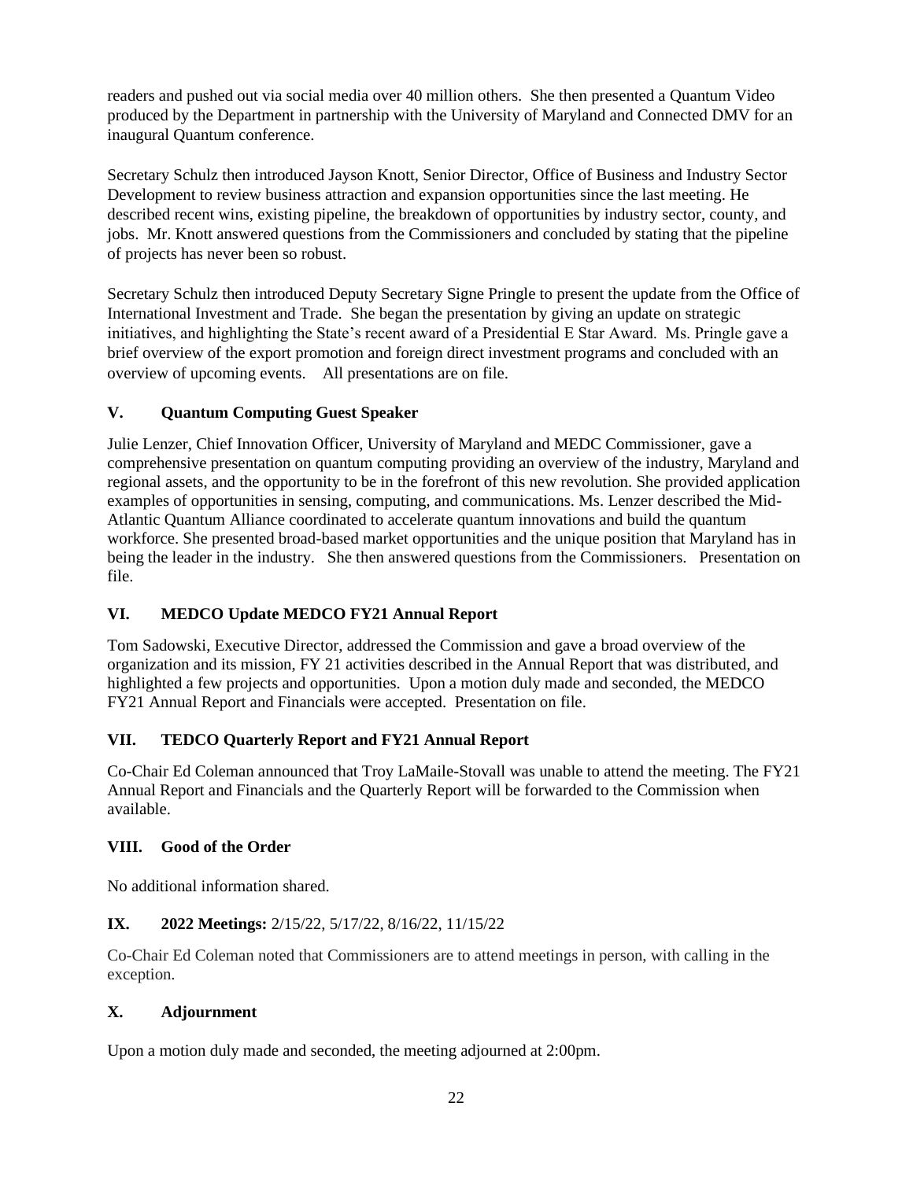readers and pushed out via social media over 40 million others. She then presented a Quantum Video produced by the Department in partnership with the University of Maryland and Connected DMV for an inaugural Quantum conference.

Secretary Schulz then introduced Jayson Knott, Senior Director, Office of Business and Industry Sector Development to review business attraction and expansion opportunities since the last meeting. He described recent wins, existing pipeline, the breakdown of opportunities by industry sector, county, and jobs. Mr. Knott answered questions from the Commissioners and concluded by stating that the pipeline of projects has never been so robust.

Secretary Schulz then introduced Deputy Secretary Signe Pringle to present the update from the Office of International Investment and Trade. She began the presentation by giving an update on strategic initiatives, and highlighting the State's recent award of a Presidential E Star Award. Ms. Pringle gave a brief overview of the export promotion and foreign direct investment programs and concluded with an overview of upcoming events. All presentations are on file.

## V. Quantum Computing Guest Speaker

Julie Lenzer, Chief Innovation Officer, University of Maryland and MEDC Commissioner, gave a comprehensive presentation on quantum computing providing an overview of the industry, Maryland and regional assets, and the opportunity to be in the forefront of this new revolution. She provided application examples of opportunities in sensing, computing, and communications. Ms. Lenzer described the Mid-Atlantic Quantum Alliance coordinated to accelerate quantum innovations and build the quantum workforce. She presented broad-based market opportunities and the unique position that Maryland has in being the leader in the industry. She then answered questions from the Commissioners. Presentation on file.

## VI. MEDCO Update MEDCO FY21 Annual Report

Tom Sadowski, Executive Director, addressed the Commission and gave a broad overview of the organization and its mission, FY 21 activities described in the Annual Report that was distributed, and highlighted a few projects and opportunities. Upon a motion duly made and seconded, the MEDCO FY21 Annual Report and Financials were accepted. Presentation on file.

## VII. TEDCO Quarterly Report and FY21 Annual Report

Co-Chair Ed Coleman announced that Troy LaMaile-Stovall was unable to attend the meeting. The FY21 Annual Report and Financials and the Quarterly Report will be forwarded to the Commission when available.

## VIII. Good of the Order

No additional information shared.

## IX. 2022 Meetings: 2/15/22, 5/17/22, 8/16/22, 11/15/22

Co-Chair Ed Coleman noted that Commissioners are to attend meetings in person, with calling in the exception.

## X. Adjournment

Upon a motion duly made and seconded, the meeting adjourned at 2:00pm.